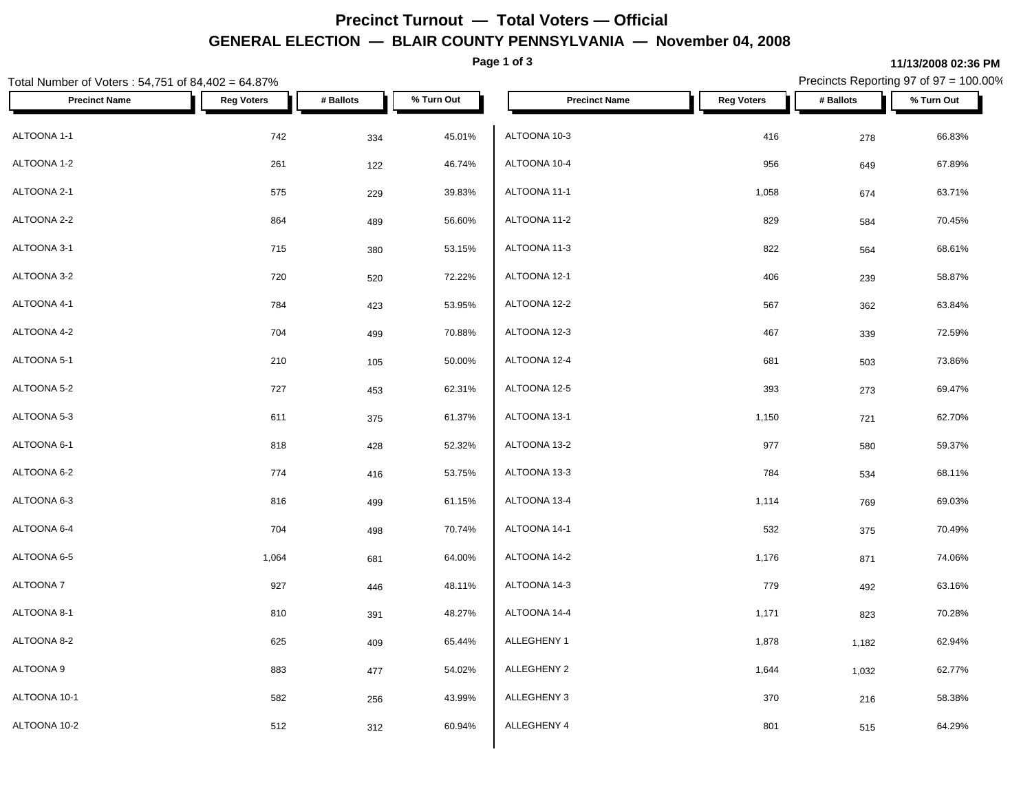# Precinct Turnout — Total Voters — Official

## GENERAL ELECTION — BLAIR COUNTY PENNSYLVANIA — November 04, 2008

11/13/2008 02:36 PM

Total Number of Voters : 54,751 of 84,402 = 64.87%

Precincts Reporting 97 of 97 = 100.00%

| Precinct Name | Reg Voters | # Ballots | % Turn Out |
|---|---|---|---|
| ALTOONA 1-1 | 742 | 334 | 45.01% |
| ALTOONA 1-2 | 261 | 122 | 46.74% |
| ALTOONA 2-1 | 575 | 229 | 39.83% |
| ALTOONA 2-2 | 864 | 489 | 56.60% |
| ALTOONA 3-1 | 715 | 380 | 53.15% |
| ALTOONA 3-2 | 720 | 520 | 72.22% |
| ALTOONA 4-1 | 784 | 423 | 53.95% |
| ALTOONA 4-2 | 704 | 499 | 70.88% |
| ALTOONA 5-1 | 210 | 105 | 50.00% |
| ALTOONA 5-2 | 727 | 453 | 62.31% |
| ALTOONA 5-3 | 611 | 375 | 61.37% |
| ALTOONA 6-1 | 818 | 428 | 52.32% |
| ALTOONA 6-2 | 774 | 416 | 53.75% |
| ALTOONA 6-3 | 816 | 499 | 61.15% |
| ALTOONA 6-4 | 704 | 498 | 70.74% |
| ALTOONA 6-5 | 1,064 | 681 | 64.00% |
| ALTOONA 7 | 927 | 446 | 48.11% |
| ALTOONA 8-1 | 810 | 391 | 48.27% |
| ALTOONA 8-2 | 625 | 409 | 65.44% |
| ALTOONA 9 | 883 | 477 | 54.02% |
| ALTOONA 10-1 | 582 | 256 | 43.99% |
| ALTOONA 10-2 | 512 | 312 | 60.94% |
| ALTOONA 10-3 | 416 | 278 | 66.83% |
| ALTOONA 10-4 | 956 | 649 | 67.89% |
| ALTOONA 11-1 | 1,058 | 674 | 63.71% |
| ALTOONA 11-2 | 829 | 584 | 70.45% |
| ALTOONA 11-3 | 822 | 564 | 68.61% |
| ALTOONA 12-1 | 406 | 239 | 58.87% |
| ALTOONA 12-2 | 567 | 362 | 63.84% |
| ALTOONA 12-3 | 467 | 339 | 72.59% |
| ALTOONA 12-4 | 681 | 503 | 73.86% |
| ALTOONA 12-5 | 393 | 273 | 69.47% |
| ALTOONA 13-1 | 1,150 | 721 | 62.70% |
| ALTOONA 13-2 | 977 | 580 | 59.37% |
| ALTOONA 13-3 | 784 | 534 | 68.11% |
| ALTOONA 13-4 | 1,114 | 769 | 69.03% |
| ALTOONA 14-1 | 532 | 375 | 70.49% |
| ALTOONA 14-2 | 1,176 | 871 | 74.06% |
| ALTOONA 14-3 | 779 | 492 | 63.16% |
| ALTOONA 14-4 | 1,171 | 823 | 70.28% |
| ALLEGHENY 1 | 1,878 | 1,182 | 62.94% |
| ALLEGHENY 2 | 1,644 | 1,032 | 62.77% |
| ALLEGHENY 3 | 370 | 216 | 58.38% |
| ALLEGHENY 4 | 801 | 515 | 64.29% |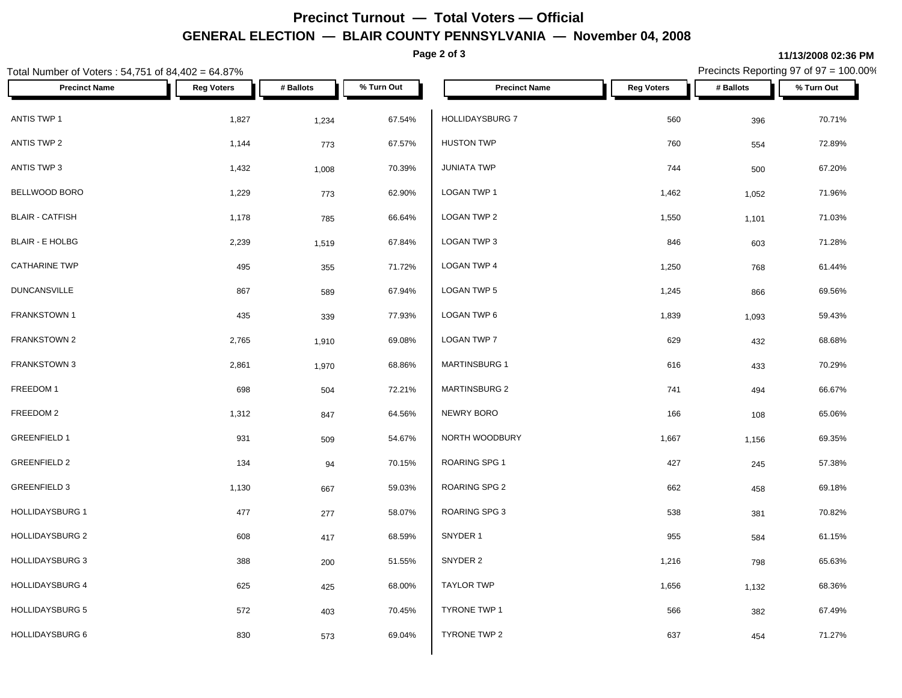# Precinct Turnout — Total Voters — Official

## GENERAL ELECTION — BLAIR COUNTY PENNSYLVANIA — November 04, 2008

11/13/2008 02:36 PM

Total Number of Voters : 54,751 of 84,402 = 64.87%

Precincts Reporting 97 of 97 = 100.00%

| Precinct Name | Reg Voters | # Ballots | % Turn Out |
|---|---|---|---|
| ANTIS TWP 1 | 1,827 | 1,234 | 67.54% |
| ANTIS TWP 2 | 1,144 | 773 | 67.57% |
| ANTIS TWP 3 | 1,432 | 1,008 | 70.39% |
| BELLWOOD BORO | 1,229 | 773 | 62.90% |
| BLAIR - CATFISH | 1,178 | 785 | 66.64% |
| BLAIR - E HOLBG | 2,239 | 1,519 | 67.84% |
| CATHARINE TWP | 495 | 355 | 71.72% |
| DUNCANSVILLE | 867 | 589 | 67.94% |
| FRANKSTOWN 1 | 435 | 339 | 77.93% |
| FRANKSTOWN 2 | 2,765 | 1,910 | 69.08% |
| FRANKSTOWN 3 | 2,861 | 1,970 | 68.86% |
| FREEDOM 1 | 698 | 504 | 72.21% |
| FREEDOM 2 | 1,312 | 847 | 64.56% |
| GREENFIELD 1 | 931 | 509 | 54.67% |
| GREENFIELD 2 | 134 | 94 | 70.15% |
| GREENFIELD 3 | 1,130 | 667 | 59.03% |
| HOLLIDAYSBURG 1 | 477 | 277 | 58.07% |
| HOLLIDAYSBURG 2 | 608 | 417 | 68.59% |
| HOLLIDAYSBURG 3 | 388 | 200 | 51.55% |
| HOLLIDAYSBURG 4 | 625 | 425 | 68.00% |
| HOLLIDAYSBURG 5 | 572 | 403 | 70.45% |
| HOLLIDAYSBURG 6 | 830 | 573 | 69.04% |
| HOLLIDAYSBURG 7 | 560 | 396 | 70.71% |
| HUSTON TWP | 760 | 554 | 72.89% |
| JUNIATA TWP | 744 | 500 | 67.20% |
| LOGAN TWP 1 | 1,462 | 1,052 | 71.96% |
| LOGAN TWP 2 | 1,550 | 1,101 | 71.03% |
| LOGAN TWP 3 | 846 | 603 | 71.28% |
| LOGAN TWP 4 | 1,250 | 768 | 61.44% |
| LOGAN TWP 5 | 1,245 | 866 | 69.56% |
| LOGAN TWP 6 | 1,839 | 1,093 | 59.43% |
| LOGAN TWP 7 | 629 | 432 | 68.68% |
| MARTINSBURG 1 | 616 | 433 | 70.29% |
| MARTINSBURG 2 | 741 | 494 | 66.67% |
| NEWRY BORO | 166 | 108 | 65.06% |
| NORTH WOODBURY | 1,667 | 1,156 | 69.35% |
| ROARING SPG 1 | 427 | 245 | 57.38% |
| ROARING SPG 2 | 662 | 458 | 69.18% |
| ROARING SPG 3 | 538 | 381 | 70.82% |
| SNYDER 1 | 955 | 584 | 61.15% |
| SNYDER 2 | 1,216 | 798 | 65.63% |
| TAYLOR TWP | 1,656 | 1,132 | 68.36% |
| TYRONE TWP 1 | 566 | 382 | 67.49% |
| TYRONE TWP 2 | 637 | 454 | 71.27% |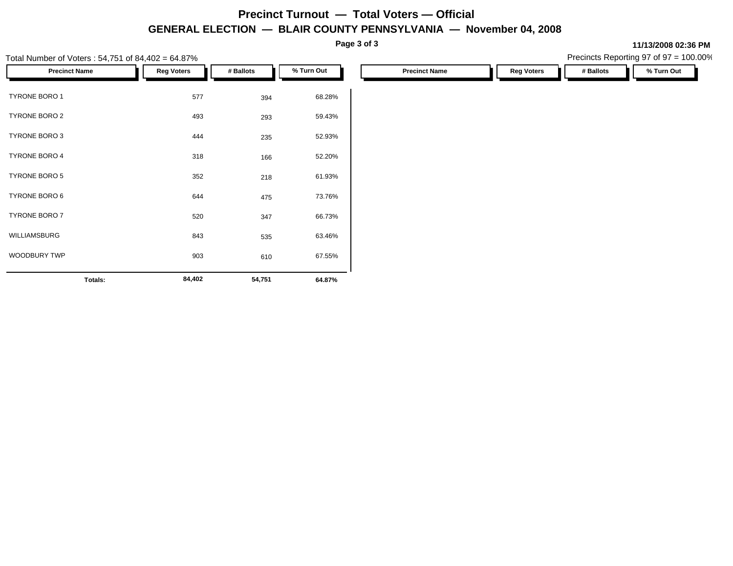# Precinct Turnout — Total Voters — Official

## GENERAL ELECTION — BLAIR COUNTY PENNSYLVANIA — November 04, 2008

11/13/2008 02:36 PM

Total Number of Voters : 54,751 of 84,402 = 64.87%

Precincts Reporting 97 of 97 = 100.00%

| Precinct Name | Reg Voters | # Ballots | % Turn Out |
|---|---|---|---|
| TYRONE BORO 1 | 577 | 394 | 68.28% |
| TYRONE BORO 2 | 493 | 293 | 59.43% |
| TYRONE BORO 3 | 444 | 235 | 52.93% |
| TYRONE BORO 4 | 318 | 166 | 52.20% |
| TYRONE BORO 5 | 352 | 218 | 61.93% |
| TYRONE BORO 6 | 644 | 475 | 73.76% |
| TYRONE BORO 7 | 520 | 347 | 66.73% |
| WILLIAMSBURG | 843 | 535 | 63.46% |
| WOODBURY TWP | 903 | 610 | 67.55% |
| **Totals:** | **84,402** | **54,751** | **64.87%** |